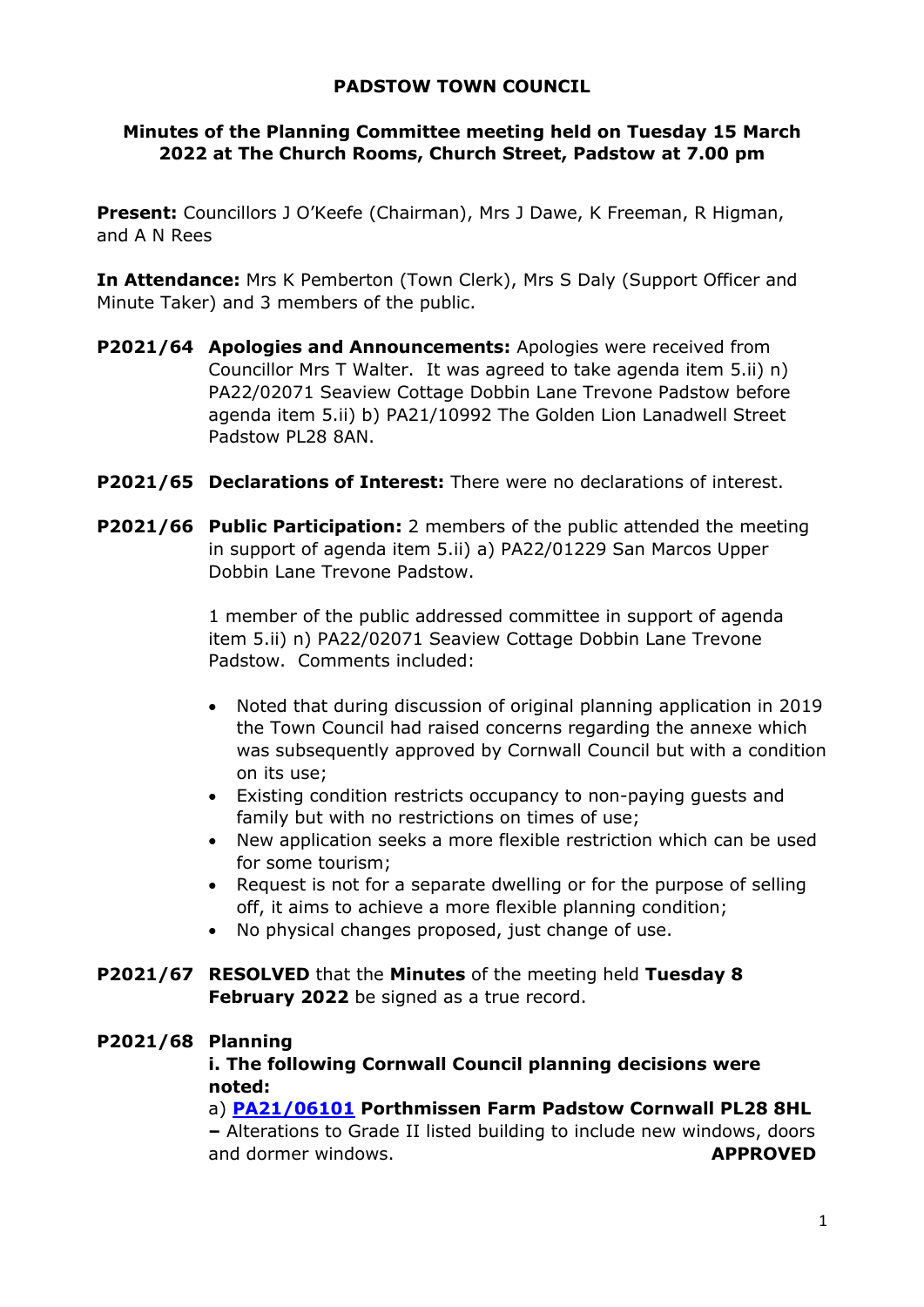**PADSTOW TOWN COUNCIL**

**Minutes of the Planning Committee meeting held on Tuesday 15 March 2022 at The Church Rooms, Church Street, Padstow at 7.00 pm**

**Present:** Councillors J O'Keefe (Chairman), Mrs J Dawe, K Freeman, R Higman, and A N Rees

**In Attendance:** Mrs K Pemberton (Town Clerk), Mrs S Daly (Support Officer and Minute Taker) and 3 members of the public.

**P2021/64 Apologies and Announcements:** Apologies were received from Councillor Mrs T Walter. It was agreed to take agenda item 5.ii) n) PA22/02071 Seaview Cottage Dobbin Lane Trevone Padstow before agenda item 5.ii) b) PA21/10992 The Golden Lion Lanadwell Street Padstow PL28 8AN.

**P2021/65 Declarations of Interest:** There were no declarations of interest.

**P2021/66 Public Participation:** 2 members of the public attended the meeting in support of agenda item 5.ii) a) PA22/01229 San Marcos Upper Dobbin Lane Trevone Padstow.

1 member of the public addressed committee in support of agenda item 5.ii) n) PA22/02071 Seaview Cottage Dobbin Lane Trevone Padstow. Comments included:

- Noted that during discussion of original planning application in 2019 the Town Council had raised concerns regarding the annexe which was subsequently approved by Cornwall Council but with a condition on its use;
- Existing condition restricts occupancy to non-paying guests and family but with no restrictions on times of use;
- New application seeks a more flexible restriction which can be used for some tourism;
- Request is not for a separate dwelling or for the purpose of selling off, it aims to achieve a more flexible planning condition;
- No physical changes proposed, just change of use.

**P2021/67 RESOLVED** that the **Minutes** of the meeting held **Tuesday 8 February 2022** be signed as a true record.

**P2021/68 Planning**

**i. The following Cornwall Council planning decisions were noted:**

a) **PA21/06101 Porthmissen Farm Padstow Cornwall PL28 8HL –** Alterations to Grade II listed building to include new windows, doors and dormer windows. **APPROVED**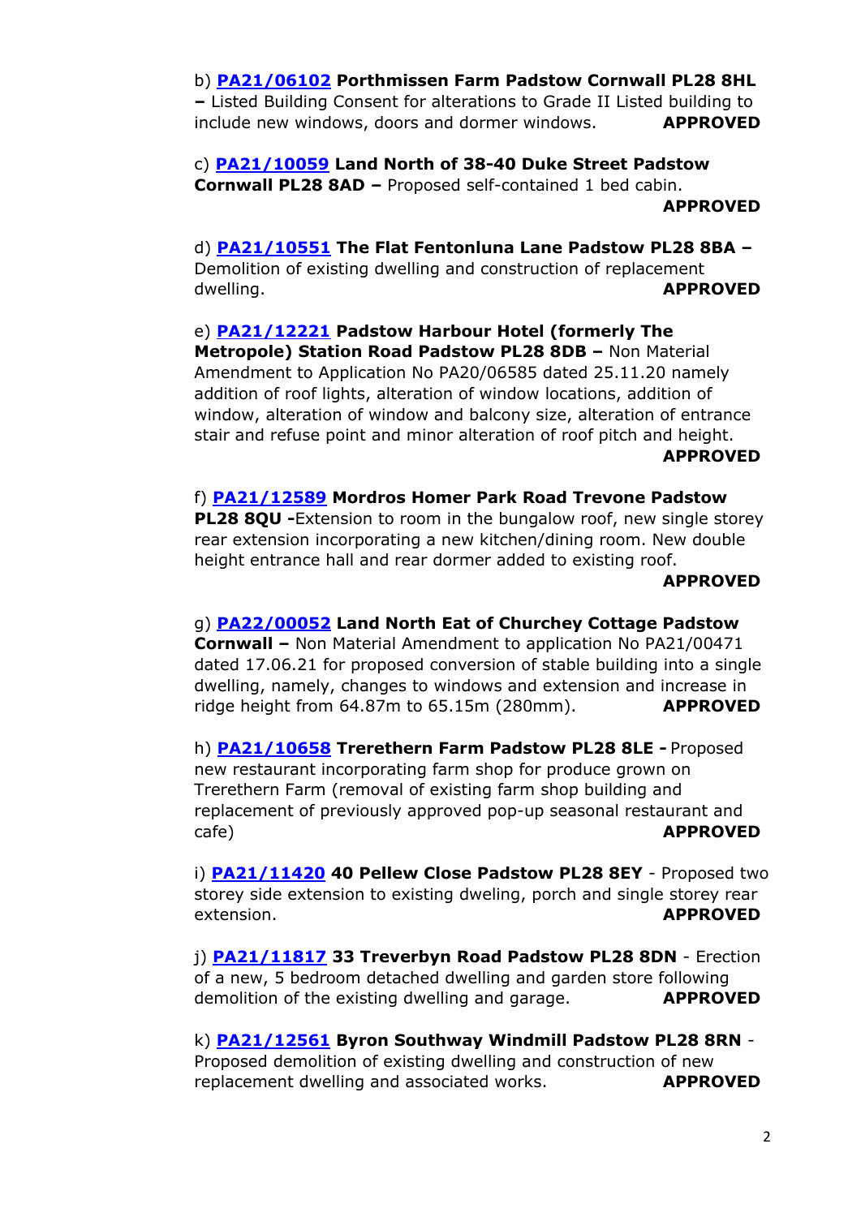b) **[PA21/06102](#) Porthmissen Farm Padstow Cornwall PL28 8HL –** Listed Building Consent for alterations to Grade II Listed building to include new windows, doors and dormer windows. **APPROVED**

c) **[PA21/10059](#) Land North of 38-40 Duke Street Padstow Cornwall PL28 8AD –** Proposed self-contained 1 bed cabin. **APPROVED**

d) **[PA21/10551](#) The Flat Fentonluna Lane Padstow PL28 8BA –** Demolition of existing dwelling and construction of replacement dwelling. **APPROVED**

e) **[PA21/12221](#) Padstow Harbour Hotel (formerly The Metropole) Station Road Padstow PL28 8DB –** Non Material Amendment to Application No PA20/06585 dated 25.11.20 namely addition of roof lights, alteration of window locations, addition of window, alteration of window and balcony size, alteration of entrance stair and refuse point and minor alteration of roof pitch and height. **APPROVED**

f) **[PA21/12589](#) Mordros Homer Park Road Trevone Padstow PL28 8QU -**Extension to room in the bungalow roof, new single storey rear extension incorporating a new kitchen/dining room. New double height entrance hall and rear dormer added to existing roof. **APPROVED**

g) **[PA22/00052](#) Land North Eat of Churchey Cottage Padstow Cornwall –** Non Material Amendment to application No PA21/00471 dated 17.06.21 for proposed conversion of stable building into a single dwelling, namely, changes to windows and extension and increase in ridge height from 64.87m to 65.15m (280mm). **APPROVED**

h) **[PA21/10658](#) Trerethern Farm Padstow PL28 8LE -** Proposed new restaurant incorporating farm shop for produce grown on Trerethern Farm (removal of existing farm shop building and replacement of previously approved pop-up seasonal restaurant and cafe) **APPROVED**

i) **[PA21/11420](#) 40 Pellew Close Padstow PL28 8EY** - Proposed two storey side extension to existing dweling, porch and single storey rear extension. **APPROVED**

j) **[PA21/11817](#) 33 Treverbyn Road Padstow PL28 8DN** - Erection of a new, 5 bedroom detached dwelling and garden store following demolition of the existing dwelling and garage. **APPROVED**

k) **[PA21/12561](#) Byron Southway Windmill Padstow PL28 8RN** - Proposed demolition of existing dwelling and construction of new replacement dwelling and associated works. **APPROVED**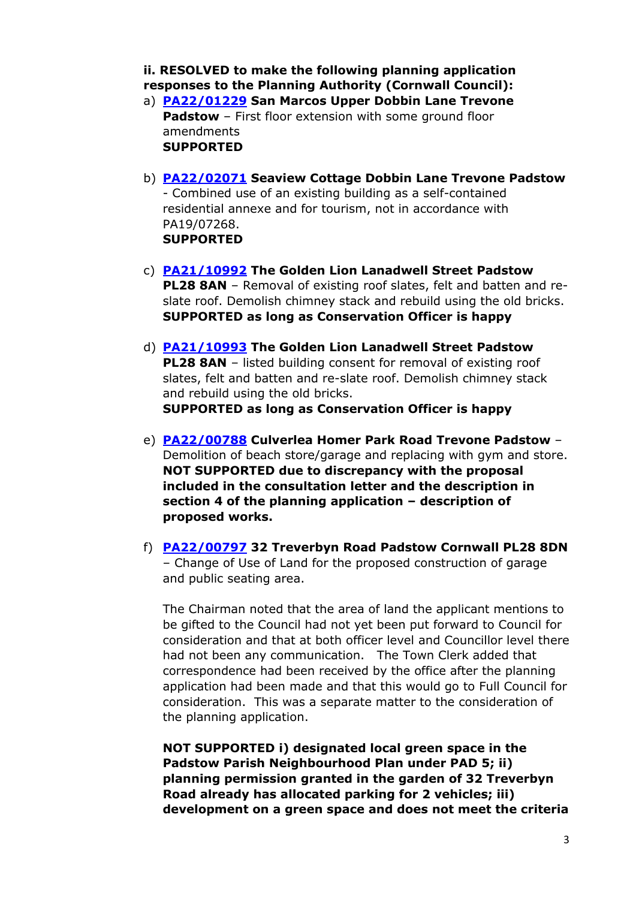**ii. RESOLVED to make the following planning application responses to the Planning Authority (Cornwall Council):**

a) **PA22/01229 San Marcos Upper Dobbin Lane Trevone Padstow** – First floor extension with some ground floor amendments
**SUPPORTED**

b) **PA22/02071 Seaview Cottage Dobbin Lane Trevone Padstow** - Combined use of an existing building as a self-contained residential annexe and for tourism, not in accordance with PA19/07268.
**SUPPORTED**

c) **PA21/10992 The Golden Lion Lanadwell Street Padstow PL28 8AN** – Removal of existing roof slates, felt and batten and re-slate roof. Demolish chimney stack and rebuild using the old bricks.
**SUPPORTED as long as Conservation Officer is happy**

d) **PA21/10993 The Golden Lion Lanadwell Street Padstow PL28 8AN** – listed building consent for removal of existing roof slates, felt and batten and re-slate roof. Demolish chimney stack and rebuild using the old bricks.
**SUPPORTED as long as Conservation Officer is happy**

e) **PA22/00788 Culverlea Homer Park Road Trevone Padstow** – Demolition of beach store/garage and replacing with gym and store.
**NOT SUPPORTED due to discrepancy with the proposal included in the consultation letter and the description in section 4 of the planning application – description of proposed works.**

f) **PA22/00797 32 Treverbyn Road Padstow Cornwall PL28 8DN** – Change of Use of Land for the proposed construction of garage and public seating area.

The Chairman noted that the area of land the applicant mentions to be gifted to the Council had not yet been put forward to Council for consideration and that at both officer level and Councillor level there had not been any communication. The Town Clerk added that correspondence had been received by the office after the planning application had been made and that this would go to Full Council for consideration. This was a separate matter to the consideration of the planning application.

**NOT SUPPORTED i) designated local green space in the Padstow Parish Neighbourhood Plan under PAD 5; ii) planning permission granted in the garden of 32 Treverbyn Road already has allocated parking for 2 vehicles; iii) development on a green space and does not meet the criteria**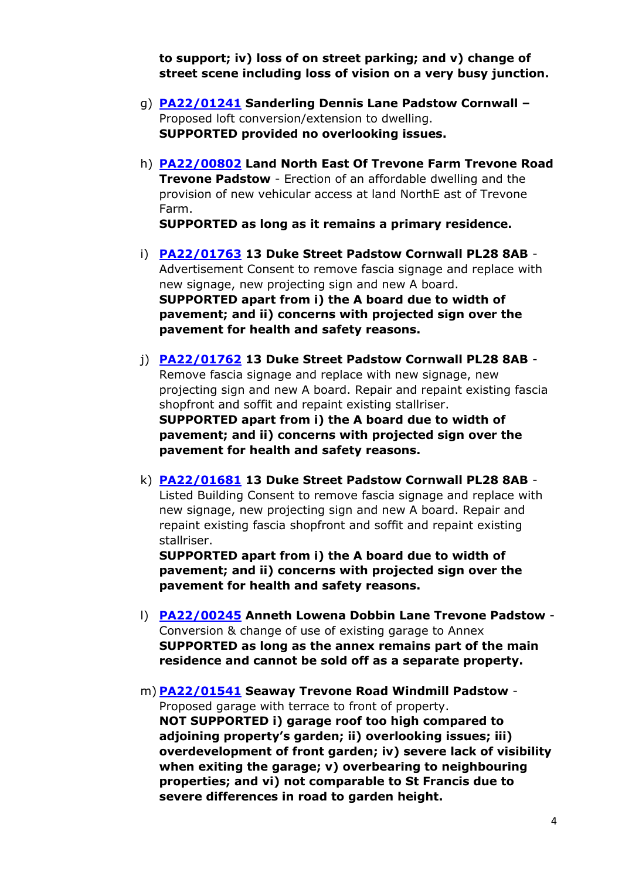**to support; iv) loss of on street parking; and v) change of street scene including loss of vision on a very busy junction.**

g) **PA22/01241 Sanderling Dennis Lane Padstow Cornwall –** Proposed loft conversion/extension to dwelling.
**SUPPORTED provided no overlooking issues.**

h) **PA22/00802 Land North East Of Trevone Farm Trevone Road Trevone Padstow** - Erection of an affordable dwelling and the provision of new vehicular access at land NorthE ast of Trevone Farm.
**SUPPORTED as long as it remains a primary residence.**

i) **PA22/01763 13 Duke Street Padstow Cornwall PL28 8AB** - Advertisement Consent to remove fascia signage and replace with new signage, new projecting sign and new A board.
**SUPPORTED apart from i) the A board due to width of pavement; and ii) concerns with projected sign over the pavement for health and safety reasons.**

j) **PA22/01762 13 Duke Street Padstow Cornwall PL28 8AB** - Remove fascia signage and replace with new signage, new projecting sign and new A board. Repair and repaint existing fascia shopfront and soffit and repaint existing stallriser.
**SUPPORTED apart from i) the A board due to width of pavement; and ii) concerns with projected sign over the pavement for health and safety reasons.**

k) **PA22/01681 13 Duke Street Padstow Cornwall PL28 8AB** - Listed Building Consent to remove fascia signage and replace with new signage, new projecting sign and new A board. Repair and repaint existing fascia shopfront and soffit and repaint existing stallriser.
**SUPPORTED apart from i) the A board due to width of pavement; and ii) concerns with projected sign over the pavement for health and safety reasons.**

l) **PA22/00245 Anneth Lowena Dobbin Lane Trevone Padstow** - Conversion & change of use of existing garage to Annex
**SUPPORTED as long as the annex remains part of the main residence and cannot be sold off as a separate property.**

m) **PA22/01541 Seaway Trevone Road Windmill Padstow** - Proposed garage with terrace to front of property.
**NOT SUPPORTED i) garage roof too high compared to adjoining property's garden; ii) overlooking issues; iii) overdevelopment of front garden; iv) severe lack of visibility when exiting the garage; v) overbearing to neighbouring properties; and vi) not comparable to St Francis due to severe differences in road to garden height.**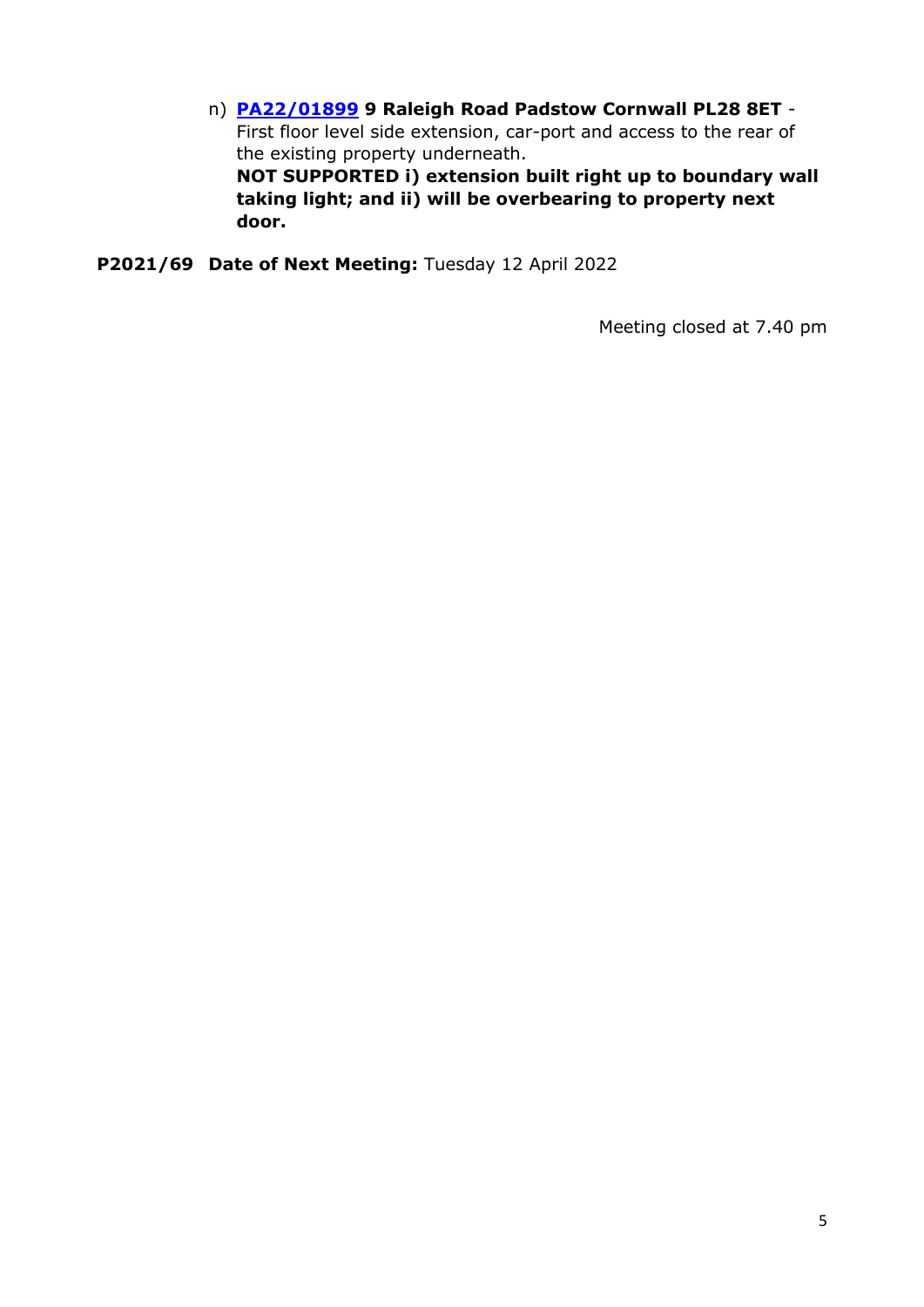n) **PA22/01899 9 Raleigh Road Padstow Cornwall PL28 8ET** - First floor level side extension, car-port and access to the rear of the existing property underneath.
**NOT SUPPORTED i) extension built right up to boundary wall taking light; and ii) will be overbearing to property next door.**

**P2021/69 Date of Next Meeting:** Tuesday 12 April 2022

Meeting closed at 7.40 pm